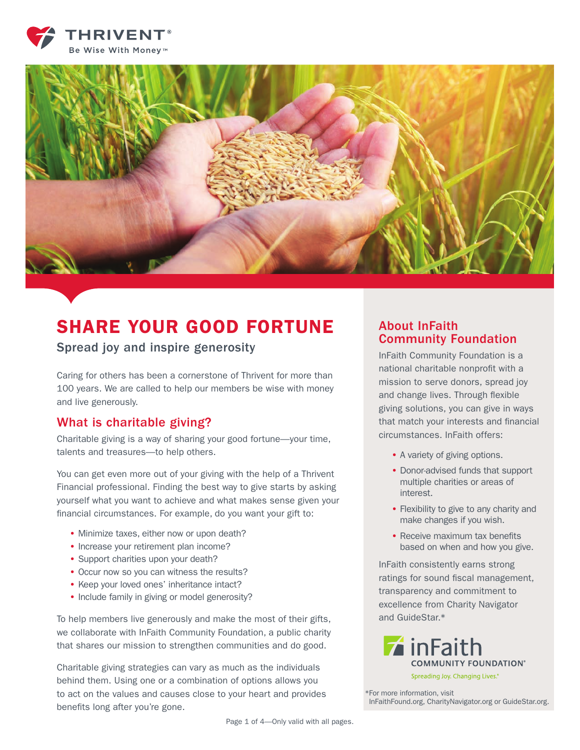THRIVENT®

Be Wise With Money™

# SHARE YOUR GOOD FORTUNE

## Spread joy and inspire generosity

Caring for others has been a cornerstone of Thrivent for more than 100 years. We are called to help our members be wise with money and live generously.

## What is charitable giving?

Charitable giving is a way of sharing your good fortune—your time, talents and treasures—to help others.

You can get even more out of your giving with the help of a Thrivent Financial professional. Finding the best way to give starts by asking yourself what you want to achieve and what makes sense given your financial circumstances. For example, do you want your gift to:

- Minimize taxes, either now or upon death?
- Increase your retirement plan income?
- Support charities upon your death?
- Occur now so you can witness the results?
- Keep your loved ones' inheritance intact?
- Include family in giving or model generosity?

To help members live generously and make the most of their gifts, we collaborate with InFaith Community Foundation, a public charity that shares our mission to strengthen communities and do good.

Charitable giving strategies can vary as much as the individuals behind them. Using one or a combination of options allows you to act on the values and causes close to your heart and provides benefits long after you're gone.

## About InFaith Community Foundation

InFaith Community Foundation is a national charitable nonprofit with a mission to serve donors, spread joy and change lives. Through flexible giving solutions, you can give in ways that match your interests and financial circumstances. InFaith offers:

- A variety of giving options.
- Donor-advised funds that support multiple charities or areas of interest.
- Flexibility to give to any charity and make changes if you wish.
- Receive maximum tax benefits based on when and how you give.

InFaith consistently earns strong ratings for sound fiscal management, transparency and commitment to excellence from Charity Navigator and GuideStar.*

inFaith COMMUNITY FOUNDATION®

Spreading Joy. Changing Lives.®

*For more information, visit InFaithFound.org, CharityNavigator.org or GuideStar.org.

Page 1 of 4—Only valid with all pages.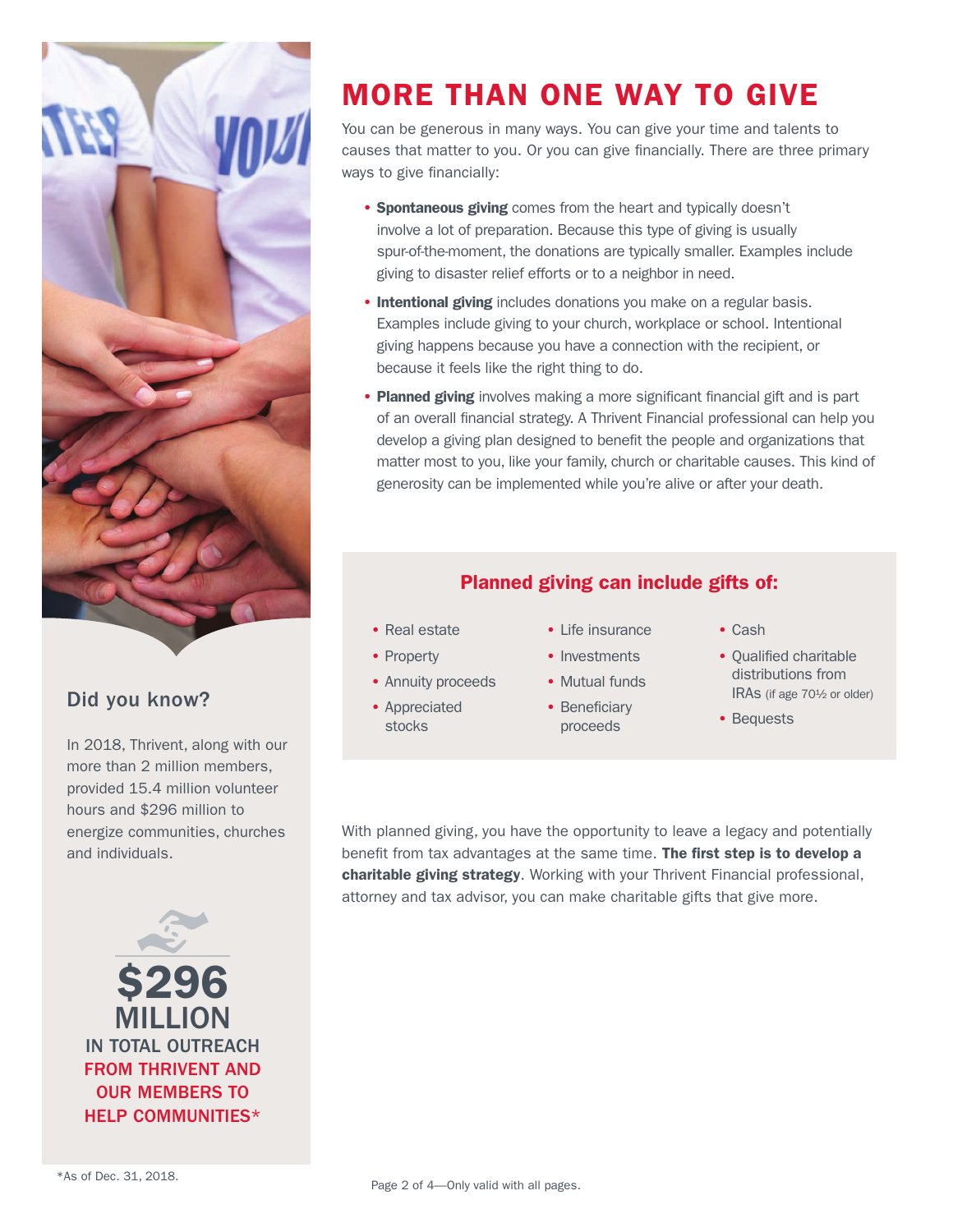# MORE THAN ONE WAY TO GIVE

You can be generous in many ways. You can give your time and talents to causes that matter to you. Or you can give financially. There are three primary ways to give financially:

- **Spontaneous giving** comes from the heart and typically doesn't involve a lot of preparation. Because this type of giving is usually spur-of-the-moment, the donations are typically smaller. Examples include giving to disaster relief efforts or to a neighbor in need.
- **Intentional giving** includes donations you make on a regular basis. Examples include giving to your church, workplace or school. Intentional giving happens because you have a connection with the recipient, or because it feels like the right thing to do.
- **Planned giving** involves making a more significant financial gift and is part of an overall financial strategy. A Thrivent Financial professional can help you develop a giving plan designed to benefit the people and organizations that matter most to you, like your family, church or charitable causes. This kind of generosity can be implemented while you're alive or after your death.

## Planned giving can include gifts of:

- Real estate
- Property
- Annuity proceeds
- Appreciated stocks
- Life insurance
- Investments
- Mutual funds
- Beneficiary proceeds
- Cash
- Qualified charitable distributions from IRAs (if age 70½ or older)
- Bequests

With planned giving, you have the opportunity to leave a legacy and potentially benefit from tax advantages at the same time. **The first step is to develop a charitable giving strategy**. Working with your Thrivent Financial professional, attorney and tax advisor, you can make charitable gifts that give more.

## Did you know?

In 2018, Thrivent, along with our more than 2 million members, provided 15.4 million volunteer hours and $296 million to energize communities, churches and individuals.

**$296 MILLION**

IN TOTAL OUTREACH FROM THRIVENT AND OUR MEMBERS TO HELP COMMUNITIES*

*As of Dec. 31, 2018.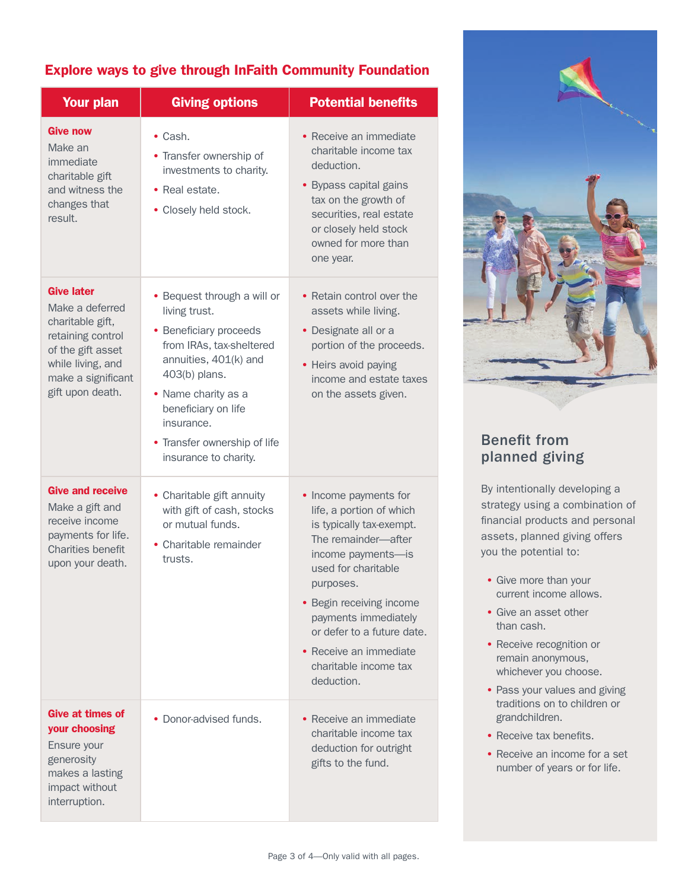## Explore ways to give through InFaith Community Foundation

| Your plan | Giving options | Potential benefits |
|---|---|---|
| **Give now** Make an immediate charitable gift and witness the changes that result. | • Cash.<br>• Transfer ownership of investments to charity.<br>• Real estate.<br>• Closely held stock. | • Receive an immediate charitable income tax deduction.<br>• Bypass capital gains tax on the growth of securities, real estate or closely held stock owned for more than one year. |
| **Give later** Make a deferred charitable gift, retaining control of the gift asset while living, and make a significant gift upon death. | • Bequest through a will or living trust.<br>• Beneficiary proceeds from IRAs, tax-sheltered annuities, 401(k) and 403(b) plans.<br>• Name charity as a beneficiary on life insurance.<br>• Transfer ownership of life insurance to charity. | • Retain control over the assets while living.<br>• Designate all or a portion of the proceeds.<br>• Heirs avoid paying income and estate taxes on the assets given. |
| **Give and receive** Make a gift and receive income payments for life. Charities benefit upon your death. | • Charitable gift annuity with gift of cash, stocks or mutual funds.<br>• Charitable remainder trusts. | • Income payments for life, a portion of which is typically tax-exempt. The remainder—after income payments—is used for charitable purposes.<br>• Begin receiving income payments immediately or defer to a future date.<br>• Receive an immediate charitable income tax deduction. |
| **Give at times of your choosing** Ensure your generosity makes a lasting impact without interruption. | • Donor-advised funds. | • Receive an immediate charitable income tax deduction for outright gifts to the fund. |

## Benefit from planned giving

By intentionally developing a strategy using a combination of financial products and personal assets, planned giving offers you the potential to:

- Give more than your current income allows.
- Give an asset other than cash.
- Receive recognition or remain anonymous, whichever you choose.
- Pass your values and giving traditions on to children or grandchildren.
- Receive tax benefits.
- Receive an income for a set number of years or for life.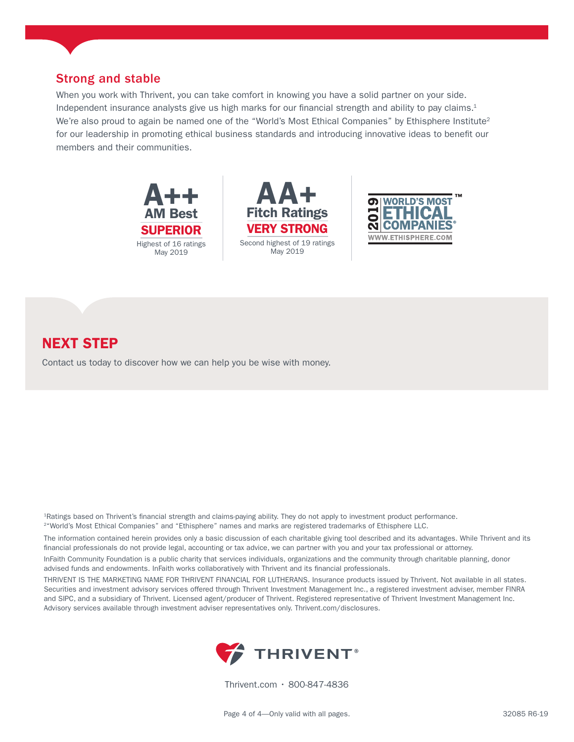## Strong and stable

When you work with Thrivent, you can take comfort in knowing you have a solid partner on your side. Independent insurance analysts give us high marks for our financial strength and ability to pay claims.[1] We're also proud to again be named one of the "World's Most Ethical Companies" by Ethisphere Institute[2] for our leadership in promoting ethical business standards and introducing innovative ideas to benefit our members and their communities.

**A++**
**AM Best**
**SUPERIOR**
Highest of 16 ratings
May 2019

**AA+**
**Fitch Ratings**
**VERY STRONG**
Second highest of 19 ratings
May 2019

2019 WORLD'S MOST ETHICAL COMPANIES™
WWW.ETHISPHERE.COM

## NEXT STEP

Contact us today to discover how we can help you be wise with money.

[1]Ratings based on Thrivent's financial strength and claims-paying ability. They do not apply to investment product performance.
[2]"World's Most Ethical Companies" and "Ethisphere" names and marks are registered trademarks of Ethisphere LLC.

The information contained herein provides only a basic discussion of each charitable giving tool described and its advantages. While Thrivent and its financial professionals do not provide legal, accounting or tax advice, we can partner with you and your tax professional or attorney.

InFaith Community Foundation is a public charity that services individuals, organizations and the community through charitable planning, donor advised funds and endowments. InFaith works collaboratively with Thrivent and its financial professionals.

THRIVENT IS THE MARKETING NAME FOR THRIVENT FINANCIAL FOR LUTHERANS. Insurance products issued by Thrivent. Not available in all states. Securities and investment advisory services offered through Thrivent Investment Management Inc., a registered investment adviser, member FINRA and SIPC, and a subsidiary of Thrivent. Licensed agent/producer of Thrivent. Registered representative of Thrivent Investment Management Inc. Advisory services available through investment adviser representatives only. Thrivent.com/disclosures.

THRIVENT®

Thrivent.com • 800-847-4836

Only valid with all pages.

32085 R6-19